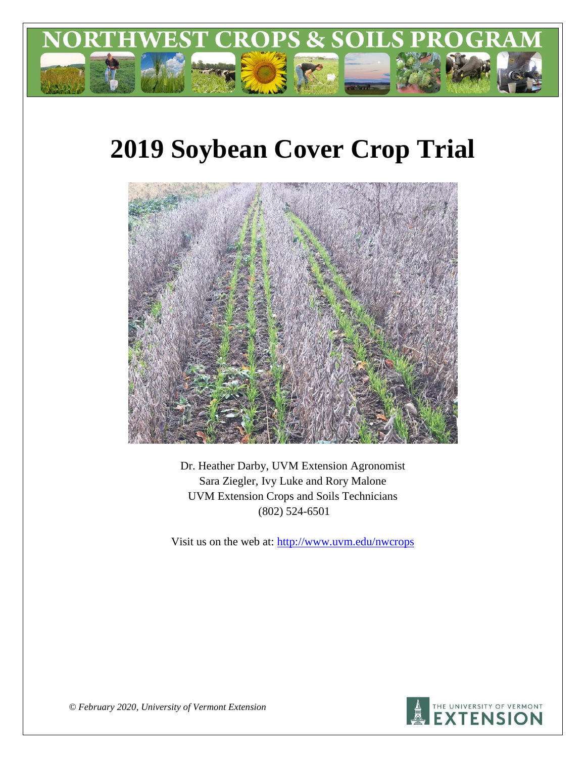# NORTHWEST CROPS & SOILS PROGRAM

# 2019 Soybean Cover Crop Trial

Dr. Heather Darby, UVM Extension Agronomist
Sara Ziegler, Ivy Luke and Rory Malone
UVM Extension Crops and Soils Technicians
(802) 524-6501

Visit us on the web at: http://www.uvm.edu/nwcrops

*© February 2020, University of Vermont Extension*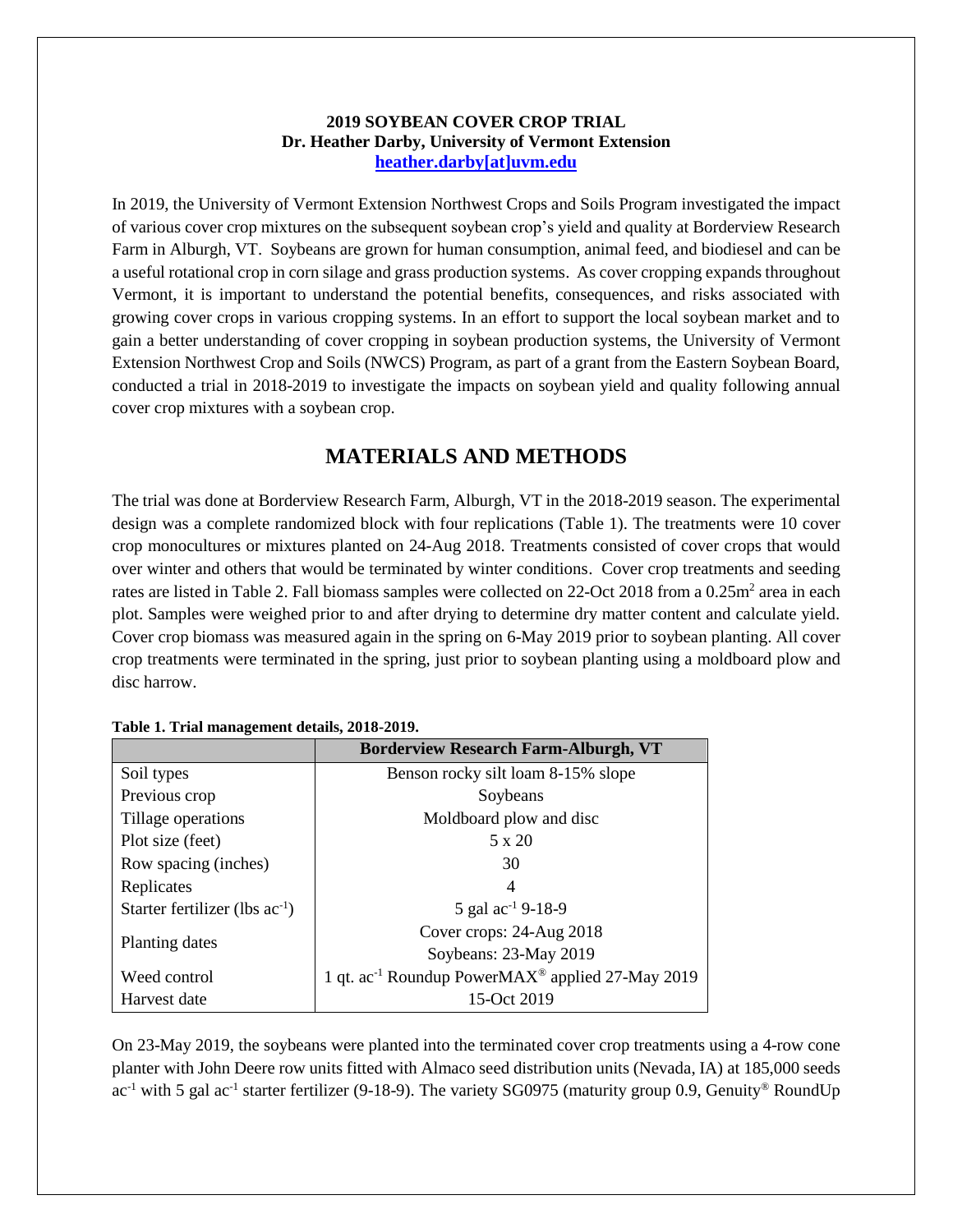**2019 SOYBEAN COVER CROP TRIAL**
**Dr. Heather Darby, University of Vermont Extension**
**heather.darby[at]uvm.edu**

In 2019, the University of Vermont Extension Northwest Crops and Soils Program investigated the impact of various cover crop mixtures on the subsequent soybean crop's yield and quality at Borderview Research Farm in Alburgh, VT. Soybeans are grown for human consumption, animal feed, and biodiesel and can be a useful rotational crop in corn silage and grass production systems. As cover cropping expands throughout Vermont, it is important to understand the potential benefits, consequences, and risks associated with growing cover crops in various cropping systems. In an effort to support the local soybean market and to gain a better understanding of cover cropping in soybean production systems, the University of Vermont Extension Northwest Crop and Soils (NWCS) Program, as part of a grant from the Eastern Soybean Board, conducted a trial in 2018-2019 to investigate the impacts on soybean yield and quality following annual cover crop mixtures with a soybean crop.

# MATERIALS AND METHODS

The trial was done at Borderview Research Farm, Alburgh, VT in the 2018-2019 season. The experimental design was a complete randomized block with four replications (Table 1). The treatments were 10 cover crop monocultures or mixtures planted on 24-Aug 2018. Treatments consisted of cover crops that would over winter and others that would be terminated by winter conditions. Cover crop treatments and seeding rates are listed in Table 2. Fall biomass samples were collected on 22-Oct 2018 from a 0.25m$^2$ area in each plot. Samples were weighed prior to and after drying to determine dry matter content and calculate yield. Cover crop biomass was measured again in the spring on 6-May 2019 prior to soybean planting. All cover crop treatments were terminated in the spring, just prior to soybean planting using a moldboard plow and disc harrow.

**Table 1. Trial management details, 2018-2019.**

| | Borderview Research Farm-Alburgh, VT |
|---|---|
| Soil types | Benson rocky silt loam 8-15% slope |
| Previous crop | Soybeans |
| Tillage operations | Moldboard plow and disc |
| Plot size (feet) | 5 x 20 |
| Row spacing (inches) | 30 |
| Replicates | 4 |
| Starter fertilizer (lbs ac$^{-1}$) | 5 gal ac$^{-1}$ 9-18-9 |
| Planting dates | Cover crops: 24-Aug 2018<br>Soybeans: 23-May 2019 |
| Weed control | 1 qt. ac$^{-1}$ Roundup PowerMAX® applied 27-May 2019 |
| Harvest date | 15-Oct 2019 |

On 23-May 2019, the soybeans were planted into the terminated cover crop treatments using a 4-row cone planter with John Deere row units fitted with Almaco seed distribution units (Nevada, IA) at 185,000 seeds ac$^{-1}$ with 5 gal ac$^{-1}$ starter fertilizer (9-18-9). The variety SG0975 (maturity group 0.9, Genuity® RoundUp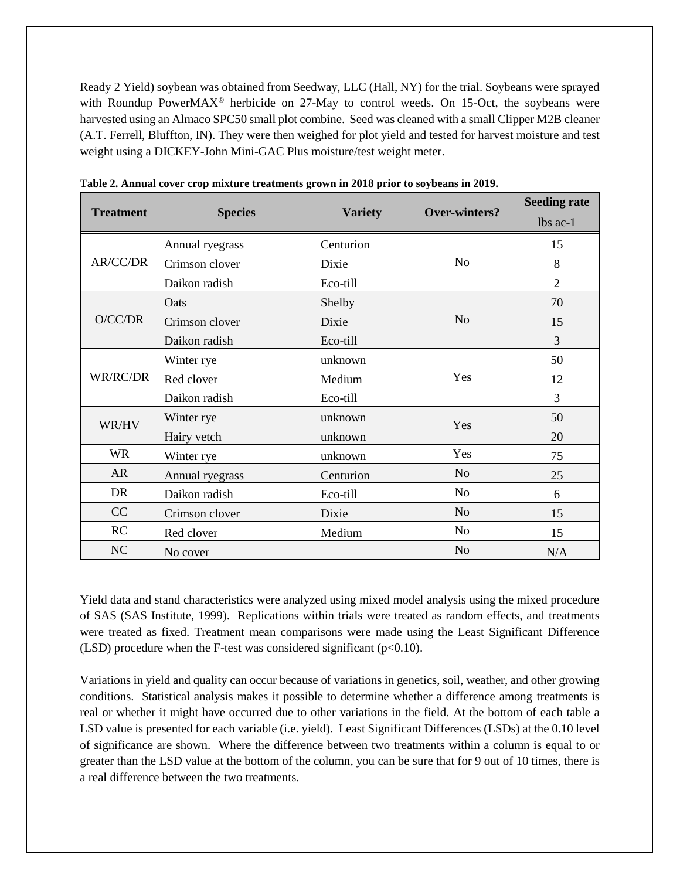Ready 2 Yield) soybean was obtained from Seedway, LLC (Hall, NY) for the trial. Soybeans were sprayed with Roundup PowerMAX® herbicide on 27-May to control weeds. On 15-Oct, the soybeans were harvested using an Almaco SPC50 small plot combine. Seed was cleaned with a small Clipper M2B cleaner (A.T. Ferrell, Bluffton, IN). They were then weighed for plot yield and tested for harvest moisture and test weight using a DICKEY-John Mini-GAC Plus moisture/test weight meter.

**Table 2. Annual cover crop mixture treatments grown in 2018 prior to soybeans in 2019.**

| Treatment | Species | Variety | Over-winters? | Seeding rate lbs ac-1 |
|---|---|---|---|---|
| AR/CC/DR | Annual ryegrass | Centurion | No | 15 |
| | Crimson clover | Dixie | | 8 |
| | Daikon radish | Eco-till | | 2 |
| O/CC/DR | Oats | Shelby | No | 70 |
| | Crimson clover | Dixie | | 15 |
| | Daikon radish | Eco-till | | 3 |
| WR/RC/DR | Winter rye | unknown | Yes | 50 |
| | Red clover | Medium | | 12 |
| | Daikon radish | Eco-till | | 3 |
| WR/HV | Winter rye | unknown | Yes | 50 |
| | Hairy vetch | unknown | | 20 |
| WR | Winter rye | unknown | Yes | 75 |
| AR | Annual ryegrass | Centurion | No | 25 |
| DR | Daikon radish | Eco-till | No | 6 |
| CC | Crimson clover | Dixie | No | 15 |
| RC | Red clover | Medium | No | 15 |
| NC | No cover | | No | N/A |

Yield data and stand characteristics were analyzed using mixed model analysis using the mixed procedure of SAS (SAS Institute, 1999). Replications within trials were treated as random effects, and treatments were treated as fixed. Treatment mean comparisons were made using the Least Significant Difference (LSD) procedure when the F-test was considered significant ($p<0.10$).

Variations in yield and quality can occur because of variations in genetics, soil, weather, and other growing conditions. Statistical analysis makes it possible to determine whether a difference among treatments is real or whether it might have occurred due to other variations in the field. At the bottom of each table a LSD value is presented for each variable (i.e. yield). Least Significant Differences (LSDs) at the 0.10 level of significance are shown. Where the difference between two treatments within a column is equal to or greater than the LSD value at the bottom of the column, you can be sure that for 9 out of 10 times, there is a real difference between the two treatments.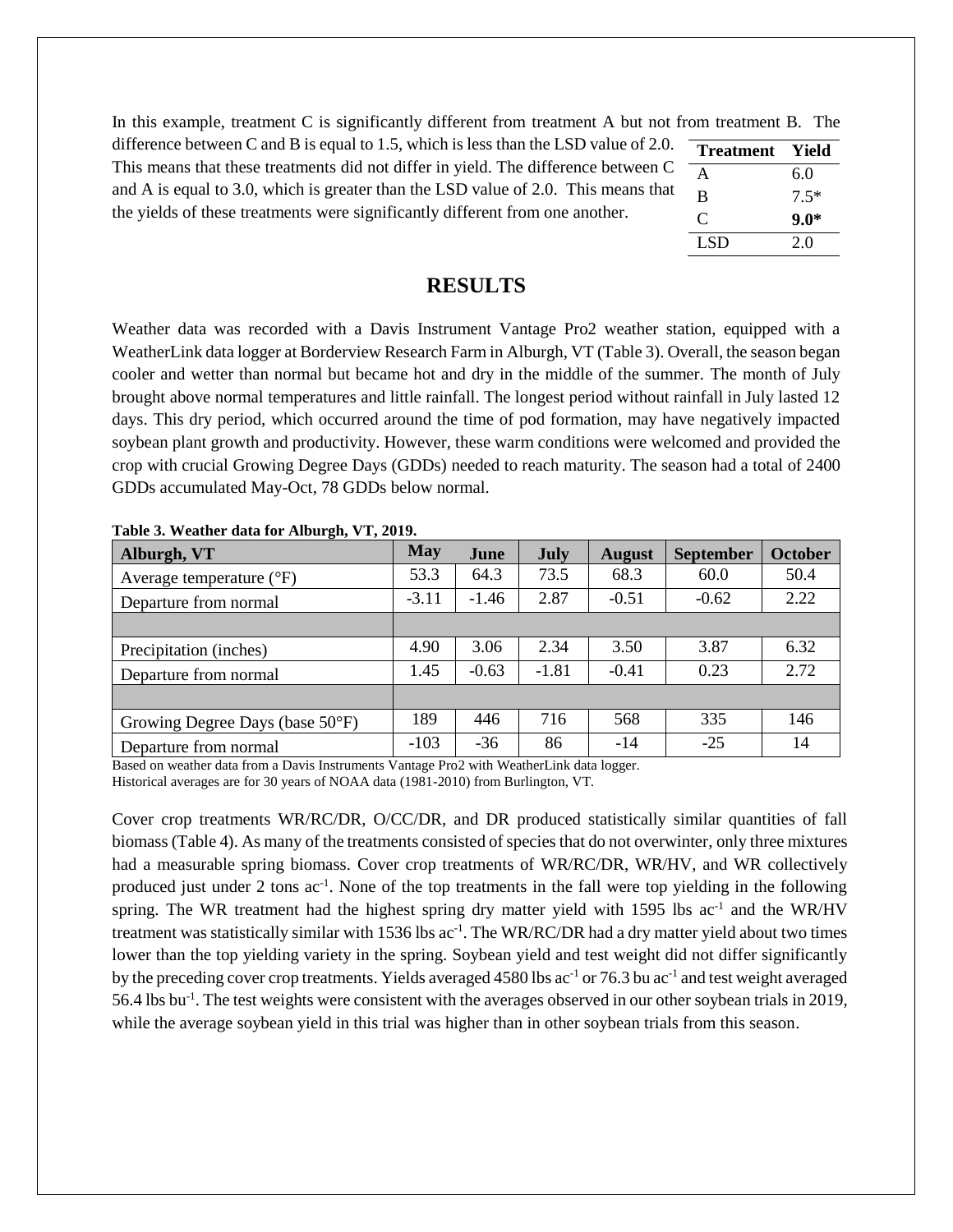In this example, treatment C is significantly different from treatment A but not from treatment B. The difference between C and B is equal to 1.5, which is less than the LSD value of 2.0. This means that these treatments did not differ in yield. The difference between C and A is equal to 3.0, which is greater than the LSD value of 2.0. This means that the yields of these treatments were significantly different from one another.

| Treatment | Yield |
|---|---|
| A | 6.0 |
| B | 7.5* |
| C | **9.0*** |
| LSD | 2.0 |

# RESULTS

Weather data was recorded with a Davis Instrument Vantage Pro2 weather station, equipped with a WeatherLink data logger at Borderview Research Farm in Alburgh, VT (Table 3). Overall, the season began cooler and wetter than normal but became hot and dry in the middle of the summer. The month of July brought above normal temperatures and little rainfall. The longest period without rainfall in July lasted 12 days. This dry period, which occurred around the time of pod formation, may have negatively impacted soybean plant growth and productivity. However, these warm conditions were welcomed and provided the crop with crucial Growing Degree Days (GDDs) needed to reach maturity. The season had a total of 2400 GDDs accumulated May-Oct, 78 GDDs below normal.

**Table 3. Weather data for Alburgh, VT, 2019.**

| Alburgh, VT | May | June | July | August | September | October |
|---|---|---|---|---|---|---|
| Average temperature (°F) | 53.3 | 64.3 | 73.5 | 68.3 | 60.0 | 50.4 |
| Departure from normal | -3.11 | -1.46 | 2.87 | -0.51 | -0.62 | 2.22 |
| | | | | | | |
| Precipitation (inches) | 4.90 | 3.06 | 2.34 | 3.50 | 3.87 | 6.32 |
| Departure from normal | 1.45 | -0.63 | -1.81 | -0.41 | 0.23 | 2.72 |
| | | | | | | |
| Growing Degree Days (base 50°F) | 189 | 446 | 716 | 568 | 335 | 146 |
| Departure from normal | -103 | -36 | 86 | -14 | -25 | 14 |

Based on weather data from a Davis Instruments Vantage Pro2 with WeatherLink data logger.
Historical averages are for 30 years of NOAA data (1981-2010) from Burlington, VT.

Cover crop treatments WR/RC/DR, O/CC/DR, and DR produced statistically similar quantities of fall biomass (Table 4). As many of the treatments consisted of species that do not overwinter, only three mixtures had a measurable spring biomass. Cover crop treatments of WR/RC/DR, WR/HV, and WR collectively produced just under 2 tons ac$^{-1}$. None of the top treatments in the fall were top yielding in the following spring. The WR treatment had the highest spring dry matter yield with 1595 lbs ac$^{-1}$ and the WR/HV treatment was statistically similar with 1536 lbs ac$^{-1}$. The WR/RC/DR had a dry matter yield about two times lower than the top yielding variety in the spring. Soybean yield and test weight did not differ significantly by the preceding cover crop treatments. Yields averaged 4580 lbs ac$^{-1}$ or 76.3 bu ac$^{-1}$ and test weight averaged 56.4 lbs bu$^{-1}$. The test weights were consistent with the averages observed in our other soybean trials in 2019, while the average soybean yield in this trial was higher than in other soybean trials from this season.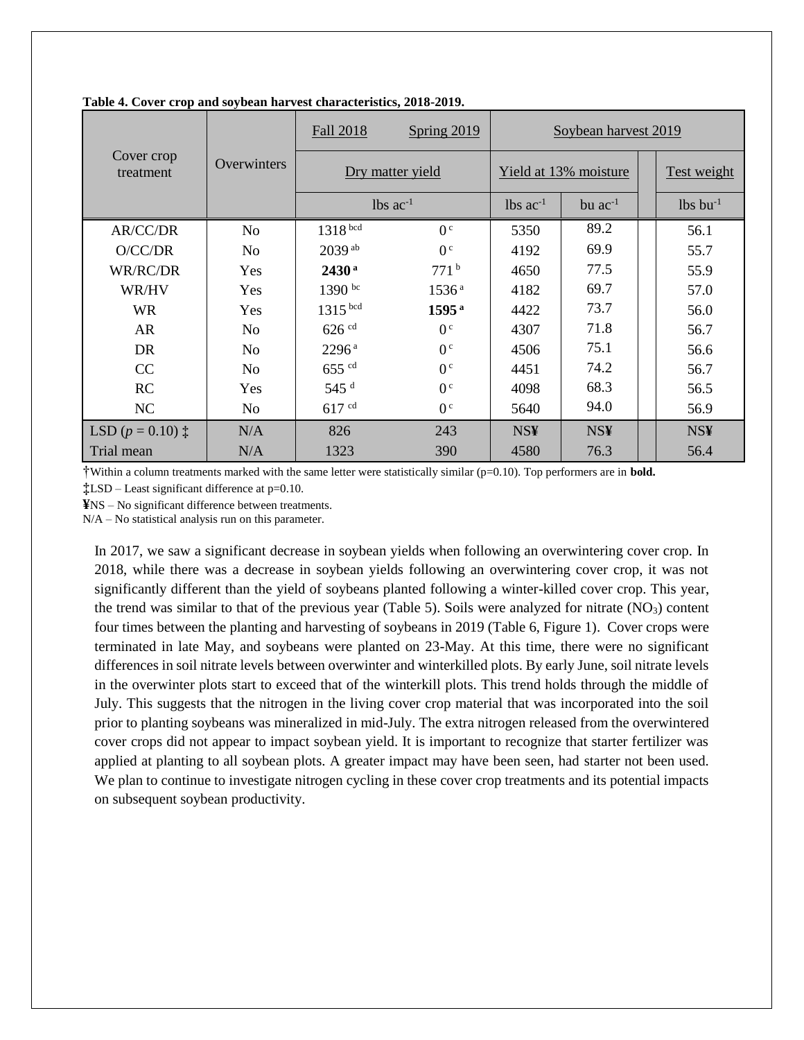**Table 4. Cover crop and soybean harvest characteristics, 2018-2019.**

| Cover crop treatment | Overwinters | Fall 2018 | Spring 2019 | Soybean harvest 2019 | | | |
|---|---|---|---|---|---|---|---|
| | | Dry matter yield | | Yield at 13% moisture | | | Test weight |
| | | lbs ac$^{-1}$ | | lbs ac$^{-1}$ | bu ac$^{-1}$ | | lbs bu$^{-1}$ |
| AR/CC/DR | No | 1318 [bcd] | 0 [c] | 5350 | 89.2 | | 56.1 |
| O/CC/DR | No | 2039 [ab] | 0 [c] | 4192 | 69.9 | | 55.7 |
| WR/RC/DR | Yes | **2430 [a]** | 771 [b] | 4650 | 77.5 | | 55.9 |
| WR/HV | Yes | 1390 [bc] | 1536 [a] | 4182 | 69.7 | | 57.0 |
| WR | Yes | 1315 [bcd] | **1595 [a]** | 4422 | 73.7 | | 56.0 |
| AR | No | 626 [cd] | 0 [c] | 4307 | 71.8 | | 56.7 |
| DR | No | 2296 [a] | 0 [c] | 4506 | 75.1 | | 56.6 |
| CC | No | 655 [cd] | 0 [c] | 4451 | 74.2 | | 56.7 |
| RC | Yes | 545 [d] | 0 [c] | 4098 | 68.3 | | 56.5 |
| NC | No | 617 [cd] | 0 [c] | 5640 | 94.0 | | 56.9 |
| LSD ($p$ = 0.10) ‡ | N/A | 826 | 243 | NS¥ | NS¥ | | NS¥ |
| Trial mean | N/A | 1323 | 390 | 4580 | 76.3 | | 56.4 |

†Within a column treatments marked with the same letter were statistically similar (p=0.10). Top performers are in **bold.**

‡LSD – Least significant difference at p=0.10.

¥NS – No significant difference between treatments.

N/A – No statistical analysis run on this parameter.

In 2017, we saw a significant decrease in soybean yields when following an overwintering cover crop. In 2018, while there was a decrease in soybean yields following an overwintering cover crop, it was not significantly different than the yield of soybeans planted following a winter-killed cover crop. This year, the trend was similar to that of the previous year (Table 5). Soils were analyzed for nitrate ($NO_3$) content four times between the planting and harvesting of soybeans in 2019 (Table 6, Figure 1). Cover crops were terminated in late May, and soybeans were planted on 23-May. At this time, there were no significant differences in soil nitrate levels between overwinter and winterkilled plots. By early June, soil nitrate levels in the overwinter plots start to exceed that of the winterkill plots. This trend holds through the middle of July. This suggests that the nitrogen in the living cover crop material that was incorporated into the soil prior to planting soybeans was mineralized in mid-July. The extra nitrogen released from the overwintered cover crops did not appear to impact soybean yield. It is important to recognize that starter fertilizer was applied at planting to all soybean plots. A greater impact may have been seen, had starter not been used. We plan to continue to investigate nitrogen cycling in these cover crop treatments and its potential impacts on subsequent soybean productivity.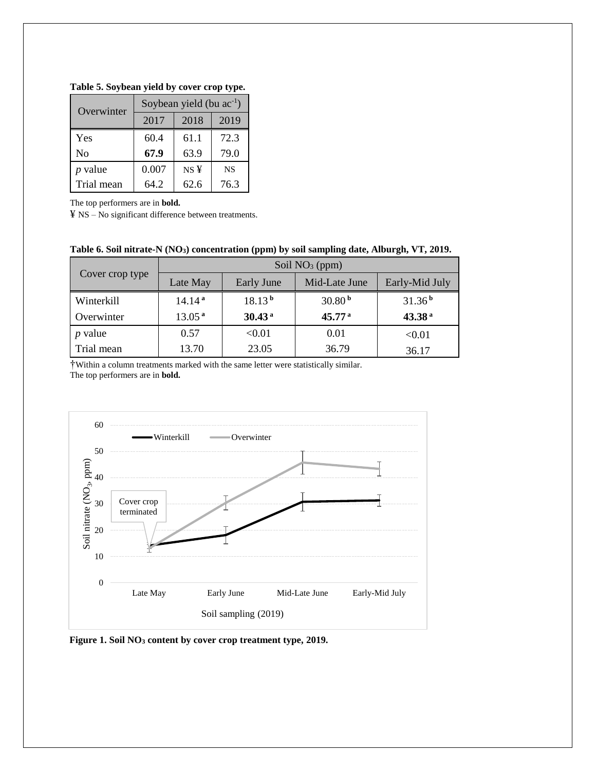**Table 5. Soybean yield by cover crop type.**

| Overwinter | Soybean yield (bu $ac^{-1}$) | | |
|---|---|---|---|
| | 2017 | 2018 | 2019 |
| Yes | 60.4 | 61.1 | 72.3 |
| No | **67.9** | 63.9 | 79.0 |
| *p* value | 0.007 | NS ¥ | NS |
| Trial mean | 64.2 | 62.6 | 76.3 |

The top performers are in **bold.**

¥ NS – No significant difference between treatments.

**Table 6. Soil nitrate-N ($NO_3$) concentration (ppm) by soil sampling date, Alburgh, VT, 2019.**

| Cover crop type | Soil $NO_3$ (ppm) | | | |
|---|---|---|---|---|
| | Late May | Early June | Mid-Late June | Early-Mid July |
| Winterkill | 14.14 [a] | 18.13 [b] | 30.80 [b] | 31.36 [b] |
| Overwinter | 13.05 [a] | **30.43** [a] | **45.77** [a] | **43.38** [a] |
| *p* value | 0.57 | <0.01 | 0.01 | <0.01 |
| Trial mean | 13.70 | 23.05 | 36.79 | 36.17 |

†Within a column treatments marked with the same letter were statistically similar.

The top performers are in **bold.**

**Figure 1. Soil $NO_3$ content by cover crop treatment type, 2019.**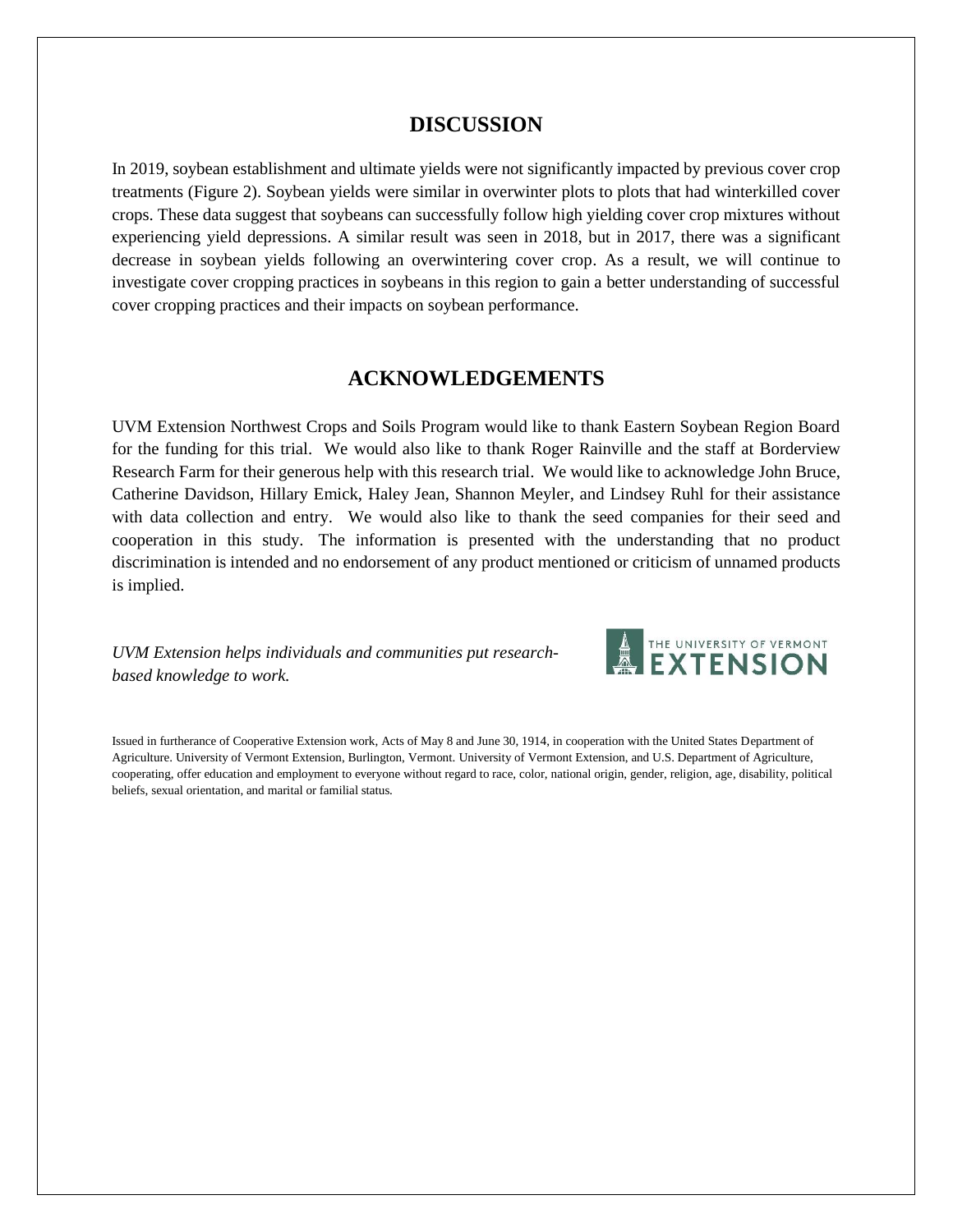## DISCUSSION

In 2019, soybean establishment and ultimate yields were not significantly impacted by previous cover crop treatments (Figure 2). Soybean yields were similar in overwinter plots to plots that had winterkilled cover crops. These data suggest that soybeans can successfully follow high yielding cover crop mixtures without experiencing yield depressions. A similar result was seen in 2018, but in 2017, there was a significant decrease in soybean yields following an overwintering cover crop. As a result, we will continue to investigate cover cropping practices in soybeans in this region to gain a better understanding of successful cover cropping practices and their impacts on soybean performance.

## ACKNOWLEDGEMENTS

UVM Extension Northwest Crops and Soils Program would like to thank Eastern Soybean Region Board for the funding for this trial. We would also like to thank Roger Rainville and the staff at Borderview Research Farm for their generous help with this research trial. We would like to acknowledge John Bruce, Catherine Davidson, Hillary Emick, Haley Jean, Shannon Meyler, and Lindsey Ruhl for their assistance with data collection and entry. We would also like to thank the seed companies for their seed and cooperation in this study. The information is presented with the understanding that no product discrimination is intended and no endorsement of any product mentioned or criticism of unnamed products is implied.

*UVM Extension helps individuals and communities put research-based knowledge to work.*

THE UNIVERSITY OF VERMONT EXTENSION

Issued in furtherance of Cooperative Extension work, Acts of May 8 and June 30, 1914, in cooperation with the United States Department of Agriculture. University of Vermont Extension, Burlington, Vermont. University of Vermont Extension, and U.S. Department of Agriculture, cooperating, offer education and employment to everyone without regard to race, color, national origin, gender, religion, age, disability, political beliefs, sexual orientation, and marital or familial status.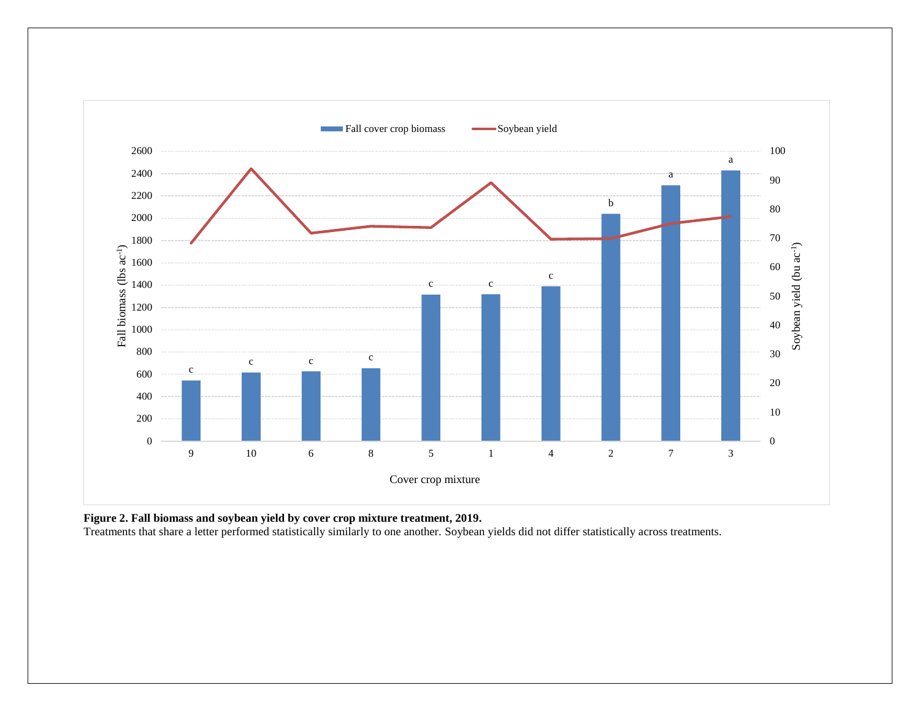Fall cover crop biomass

Soybean yield

Fall biomass (lbs ac$^{-1}$)

Soybean yield (bu ac$^{-1}$)

2600
2400
2200
2000
1800
1600
1400
1200
1000
800
600
400
200
0

100
90
80
70
60
50
40
30
20
10
0

c c c c c c c b a a

9 10 6 8 5 1 4 2 7 3

Cover crop mixture

**Figure 2. Fall biomass and soybean yield by cover crop mixture treatment, 2019.**
Treatments that share a letter performed statistically similarly to one another. Soybean yields did not differ statistically across treatments.